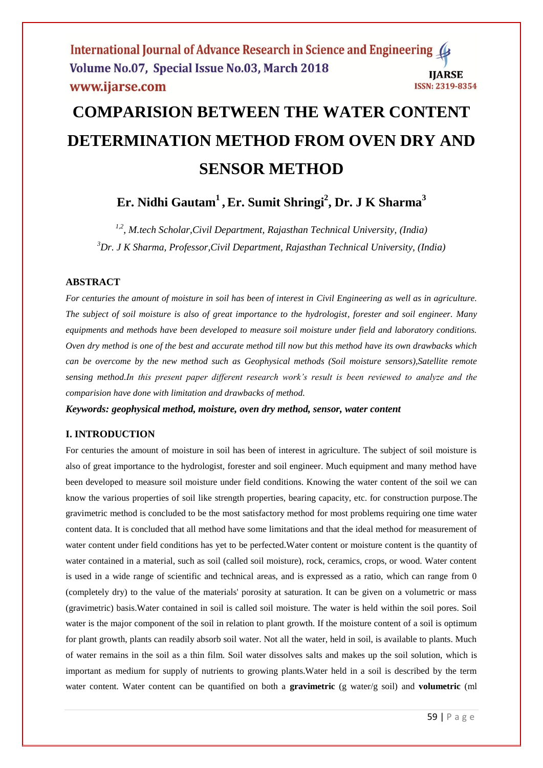# COMPARISION BETWEEN THE WATER CONTENT DETERMINATION METHOD FROM OVEN DRY AND SENSOR METHOD

**Er. Nidhi Gautam[1] , Er. Sumit Shringi[2], Dr. J K Sharma[3]**

*[1,2], M.tech Scholar,Civil Department, Rajasthan Technical University, (India)*
*[3]Dr. J K Sharma, Professor,Civil Department, Rajasthan Technical University, (India)*

## ABSTRACT

*For centuries the amount of moisture in soil has been of interest in Civil Engineering as well as in agriculture. The subject of soil moisture is also of great importance to the hydrologist, forester and soil engineer. Many equipments and methods have been developed to measure soil moisture under field and laboratory conditions. Oven dry method is one of the best and accurate method till now but this method have its own drawbacks which can be overcome by the new method such as Geophysical methods (Soil moisture sensors),Satellite remote sensing method.In this present paper different research work's result is been reviewed to analyze and the comparision have done with limitation and drawbacks of method.*

***Keywords: geophysical method, moisture, oven dry method, sensor, water content***

## I. INTRODUCTION

For centuries the amount of moisture in soil has been of interest in agriculture. The subject of soil moisture is also of great importance to the hydrologist, forester and soil engineer. Much equipment and many method have been developed to measure soil moisture under field conditions. Knowing the water content of the soil we can know the various properties of soil like strength properties, bearing capacity, etc. for construction purpose.The gravimetric method is concluded to be the most satisfactory method for most problems requiring one time water content data. It is concluded that all method have some limitations and that the ideal method for measurement of water content under field conditions has yet to be perfected.Water content or moisture content is the quantity of water contained in a material, such as soil (called soil moisture), rock, ceramics, crops, or wood. Water content is used in a wide range of scientific and technical areas, and is expressed as a ratio, which can range from 0 (completely dry) to the value of the materials' porosity at saturation. It can be given on a volumetric or mass (gravimetric) basis.Water contained in soil is called soil moisture. The water is held within the soil pores. Soil water is the major component of the soil in relation to plant growth. If the moisture content of a soil is optimum for plant growth, plants can readily absorb soil water. Not all the water, held in soil, is available to plants. Much of water remains in the soil as a thin film. Soil water dissolves salts and makes up the soil solution, which is important as medium for supply of nutrients to growing plants.Water held in a soil is described by the term water content. Water content can be quantified on both a **gravimetric** (g water/g soil) and **volumetric** (ml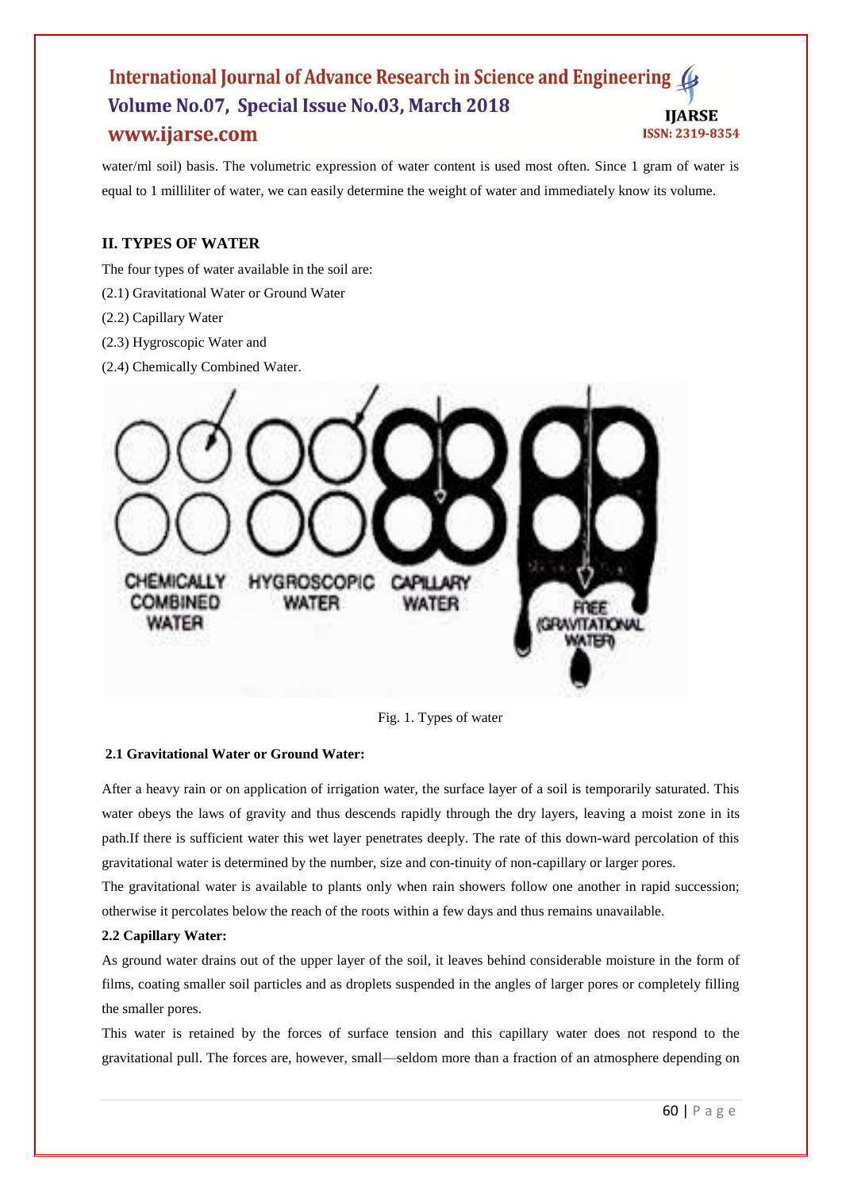water/ml soil) basis. The volumetric expression of water content is used most often. Since 1 gram of water is equal to 1 milliliter of water, we can easily determine the weight of water and immediately know its volume.

## II. TYPES OF WATER

The four types of water available in the soil are:

(2.1) Gravitational Water or Ground Water

(2.2) Capillary Water

(2.3) Hygroscopic Water and

(2.4) Chemically Combined Water.

Fig. 1. Types of water

### 2.1 Gravitational Water or Ground Water:

After a heavy rain or on application of irrigation water, the surface layer of a soil is temporarily saturated. This water obeys the laws of gravity and thus descends rapidly through the dry layers, leaving a moist zone in its path.If there is sufficient water this wet layer penetrates deeply. The rate of this down-ward percolation of this gravitational water is determined by the number, size and con-tinuity of non-capillary or larger pores.

The gravitational water is available to plants only when rain showers follow one another in rapid succession; otherwise it percolates below the reach of the roots within a few days and thus remains unavailable.

### 2.2 Capillary Water:

As ground water drains out of the upper layer of the soil, it leaves behind considerable moisture in the form of films, coating smaller soil particles and as droplets suspended in the angles of larger pores or completely filling the smaller pores.

This water is retained by the forces of surface tension and this capillary water does not respond to the gravitational pull. The forces are, however, small—seldom more than a fraction of an atmosphere depending on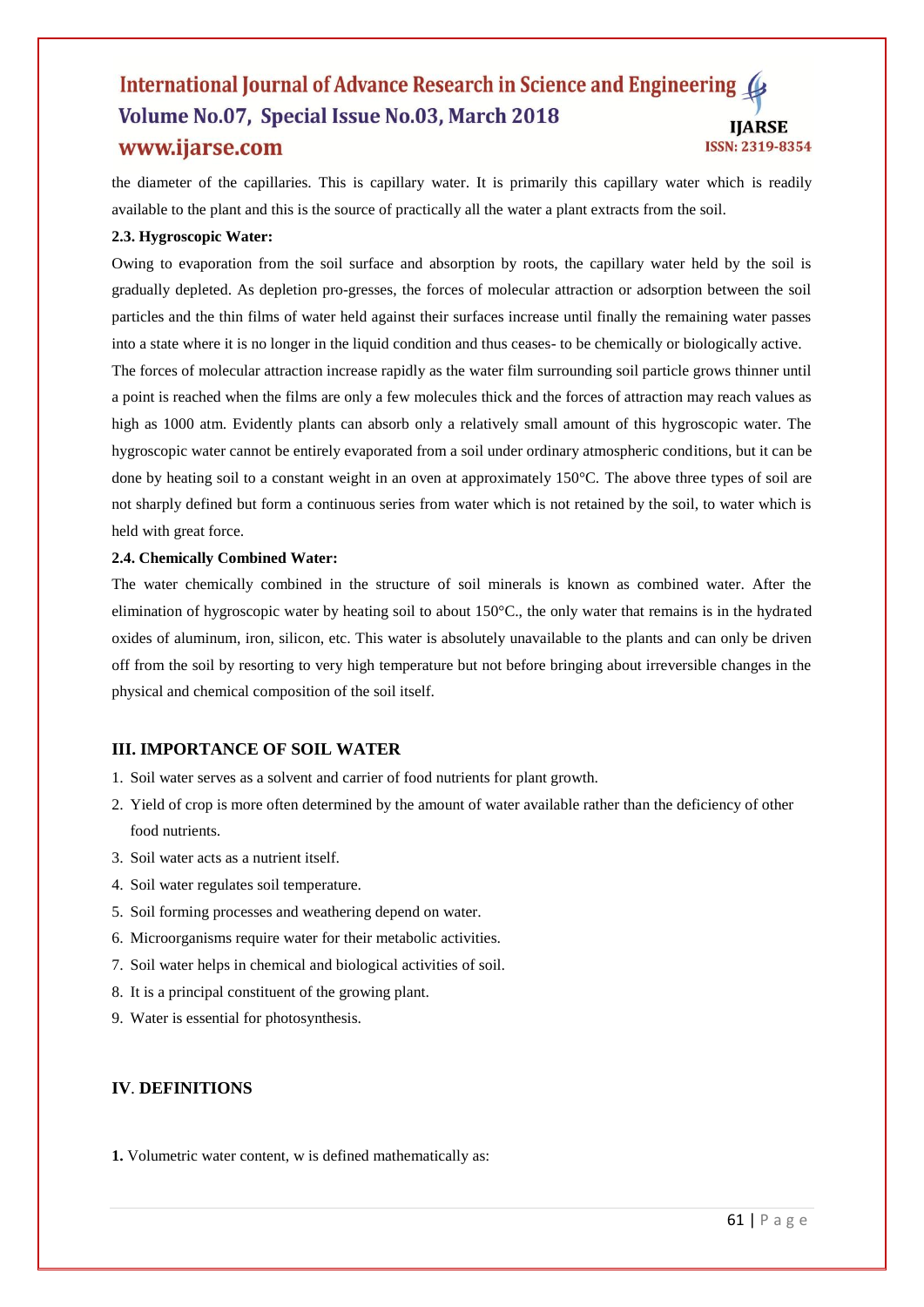the diameter of the capillaries. This is capillary water. It is primarily this capillary water which is readily available to the plant and this is the source of practically all the water a plant extracts from the soil.

### 2.3. Hygroscopic Water:

Owing to evaporation from the soil surface and absorption by roots, the capillary water held by the soil is gradually depleted. As depletion pro-gresses, the forces of molecular attraction or adsorption between the soil particles and the thin films of water held against their surfaces increase until finally the remaining water passes into a state where it is no longer in the liquid condition and thus ceases- to be chemically or biologically active.

The forces of molecular attraction increase rapidly as the water film surrounding soil particle grows thinner until a point is reached when the films are only a few molecules thick and the forces of attraction may reach values as high as 1000 atm. Evidently plants can absorb only a relatively small amount of this hygroscopic water. The hygroscopic water cannot be entirely evaporated from a soil under ordinary atmospheric conditions, but it can be done by heating soil to a constant weight in an oven at approximately 150°C. The above three types of soil are not sharply defined but form a continuous series from water which is not retained by the soil, to water which is held with great force.

### 2.4. Chemically Combined Water:

The water chemically combined in the structure of soil minerals is known as combined water. After the elimination of hygroscopic water by heating soil to about 150°C., the only water that remains is in the hydrated oxides of aluminum, iron, silicon, etc. This water is absolutely unavailable to the plants and can only be driven off from the soil by resorting to very high temperature but not before bringing about irreversible changes in the physical and chemical composition of the soil itself.

## III. IMPORTANCE OF SOIL WATER

1. Soil water serves as a solvent and carrier of food nutrients for plant growth.
2. Yield of crop is more often determined by the amount of water available rather than the deficiency of other food nutrients.
3. Soil water acts as a nutrient itself.
4. Soil water regulates soil temperature.
5. Soil forming processes and weathering depend on water.
6. Microorganisms require water for their metabolic activities.
7. Soil water helps in chemical and biological activities of soil.
8. It is a principal constituent of the growing plant.
9. Water is essential for photosynthesis.

## IV. DEFINITIONS

**1.** Volumetric water content, w is defined mathematically as: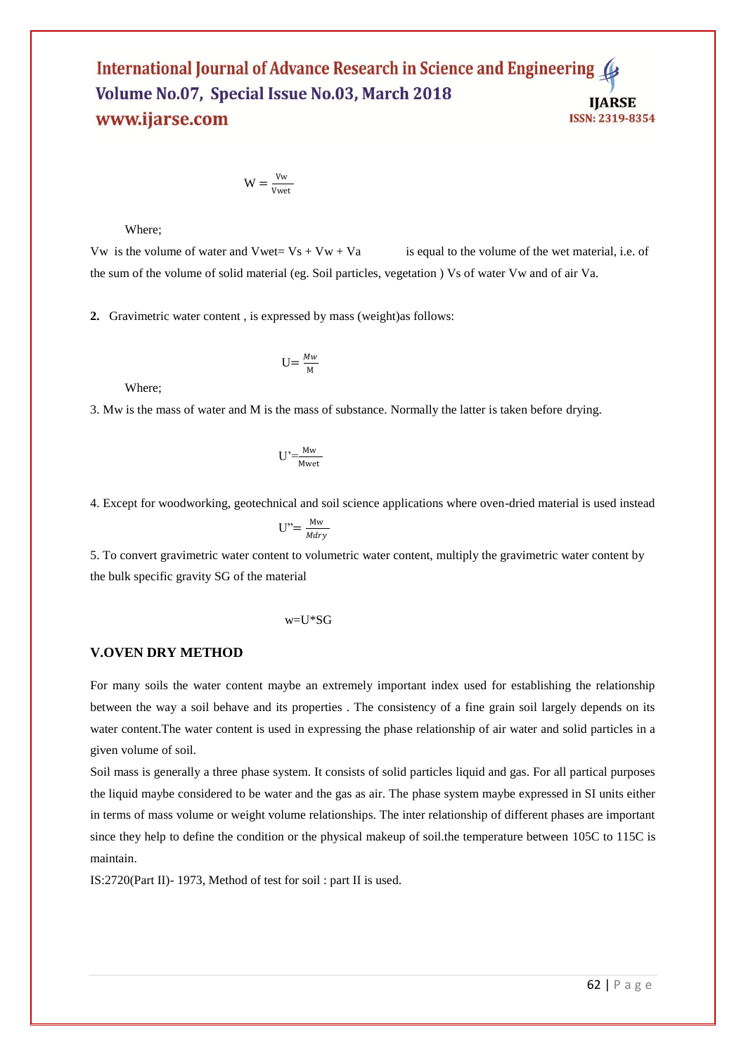$$W = \frac{Vw}{Vwet}$$

Where;

Vw is the volume of water and Vwet= Vs + Vw + Va is equal to the volume of the wet material, i.e. of the sum of the volume of solid material (eg. Soil particles, vegetation ) Vs of water Vw and of air Va.

**2.** Gravimetric water content , is expressed by mass (weight)as follows:

$$U= \frac{Mw}{M}$$

Where;

3. Mw is the mass of water and M is the mass of substance. Normally the latter is taken before drying.

$$U' = \frac{Mw}{Mwet}$$

4. Except for woodworking, geotechnical and soil science applications where oven-dried material is used instead

$$U'' = \frac{Mw}{Mdry}$$

5. To convert gravimetric water content to volumetric water content, multiply the gravimetric water content by the bulk specific gravity SG of the material

$$w=U*SG$$

## V.OVEN DRY METHOD

For many soils the water content maybe an extremely important index used for establishing the relationship between the way a soil behave and its properties . The consistency of a fine grain soil largely depends on its water content.The water content is used in expressing the phase relationship of air water and solid particles in a given volume of soil.

Soil mass is generally a three phase system. It consists of solid particles liquid and gas. For all partical purposes the liquid maybe considered to be water and the gas as air. The phase system maybe expressed in SI units either in terms of mass volume or weight volume relationships. The inter relationship of different phases are important since they help to define the condition or the physical makeup of soil.the temperature between 105C to 115C is maintain.

IS:2720(Part II)- 1973, Method of test for soil : part II is used.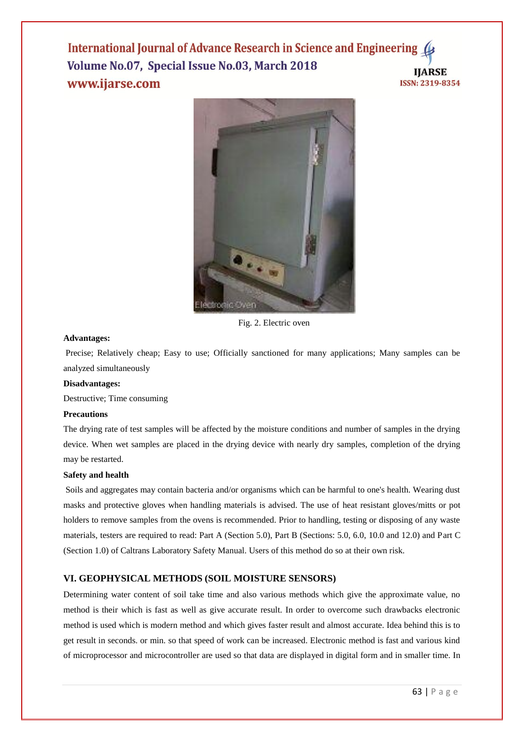Fig. 2. Electric oven

**Advantages:**

Precise; Relatively cheap; Easy to use; Officially sanctioned for many applications; Many samples can be analyzed simultaneously

**Disadvantages:**

Destructive; Time consuming

**Precautions**

The drying rate of test samples will be affected by the moisture conditions and number of samples in the drying device. When wet samples are placed in the drying device with nearly dry samples, completion of the drying may be restarted.

**Safety and health**

Soils and aggregates may contain bacteria and/or organisms which can be harmful to one's health. Wearing dust masks and protective gloves when handling materials is advised. The use of heat resistant gloves/mitts or pot holders to remove samples from the ovens is recommended. Prior to handling, testing or disposing of any waste materials, testers are required to read: Part A (Section 5.0), Part B (Sections: 5.0, 6.0, 10.0 and 12.0) and Part C (Section 1.0) of Caltrans Laboratory Safety Manual. Users of this method do so at their own risk.

## VI. GEOPHYSICAL METHODS (SOIL MOISTURE SENSORS)

Determining water content of soil take time and also various methods which give the approximate value, no method is their which is fast as well as give accurate result. In order to overcome such drawbacks electronic method is used which is modern method and which gives faster result and almost accurate. Idea behind this is to get result in seconds. or min. so that speed of work can be increased. Electronic method is fast and various kind of microprocessor and microcontroller are used so that data are displayed in digital form and in smaller time. In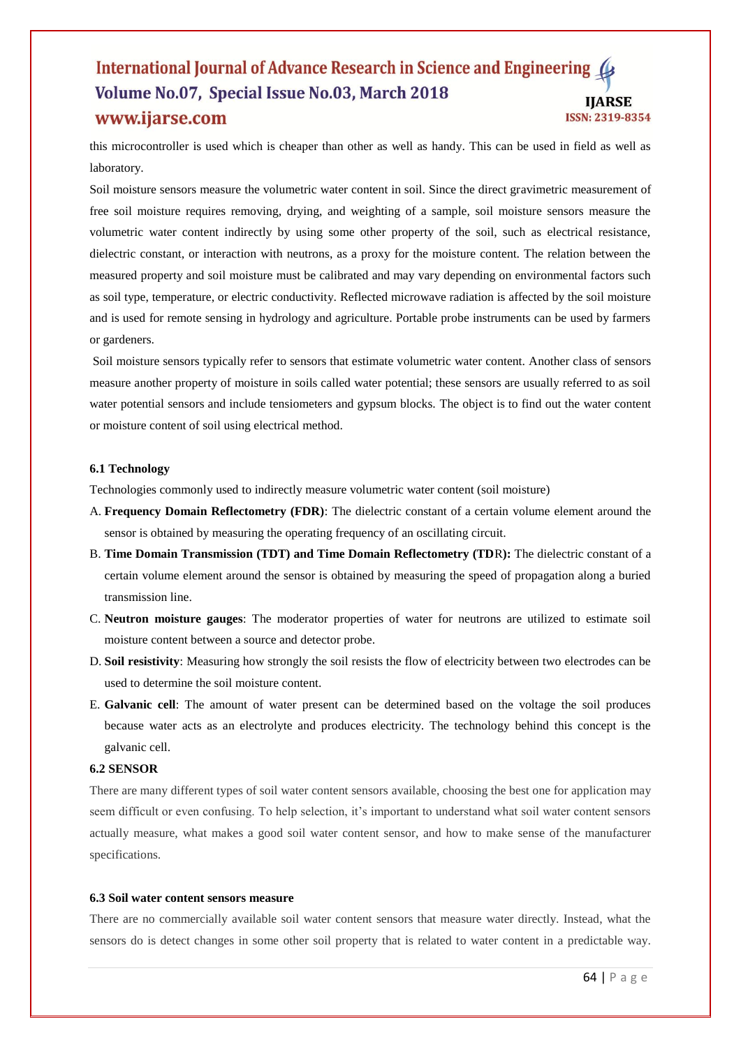this microcontroller is used which is cheaper than other as well as handy. This can be used in field as well as laboratory.

Soil moisture sensors measure the volumetric water content in soil. Since the direct gravimetric measurement of free soil moisture requires removing, drying, and weighting of a sample, soil moisture sensors measure the volumetric water content indirectly by using some other property of the soil, such as electrical resistance, dielectric constant, or interaction with neutrons, as a proxy for the moisture content. The relation between the measured property and soil moisture must be calibrated and may vary depending on environmental factors such as soil type, temperature, or electric conductivity. Reflected microwave radiation is affected by the soil moisture and is used for remote sensing in hydrology and agriculture. Portable probe instruments can be used by farmers or gardeners.

Soil moisture sensors typically refer to sensors that estimate volumetric water content. Another class of sensors measure another property of moisture in soils called water potential; these sensors are usually referred to as soil water potential sensors and include tensiometers and gypsum blocks. The object is to find out the water content or moisture content of soil using electrical method.

#### 6.1 Technology

Technologies commonly used to indirectly measure volumetric water content (soil moisture)

A. **Frequency Domain Reflectometry (FDR)**: The dielectric constant of a certain volume element around the sensor is obtained by measuring the operating frequency of an oscillating circuit.

B. **Time Domain Transmission (TDT) and Time Domain Reflectometry (TDR):** The dielectric constant of a certain volume element around the sensor is obtained by measuring the speed of propagation along a buried transmission line.

C. **Neutron moisture gauges**: The moderator properties of water for neutrons are utilized to estimate soil moisture content between a source and detector probe.

D. **Soil resistivity**: Measuring how strongly the soil resists the flow of electricity between two electrodes can be used to determine the soil moisture content.

E. **Galvanic cell**: The amount of water present can be determined based on the voltage the soil produces because water acts as an electrolyte and produces electricity. The technology behind this concept is the galvanic cell.

#### 6.2 SENSOR

There are many different types of soil water content sensors available, choosing the best one for application may seem difficult or even confusing. To help selection, it's important to understand what soil water content sensors actually measure, what makes a good soil water content sensor, and how to make sense of the manufacturer specifications.

#### 6.3 Soil water content sensors measure

There are no commercially available soil water content sensors that measure water directly. Instead, what the sensors do is detect changes in some other soil property that is related to water content in a predictable way.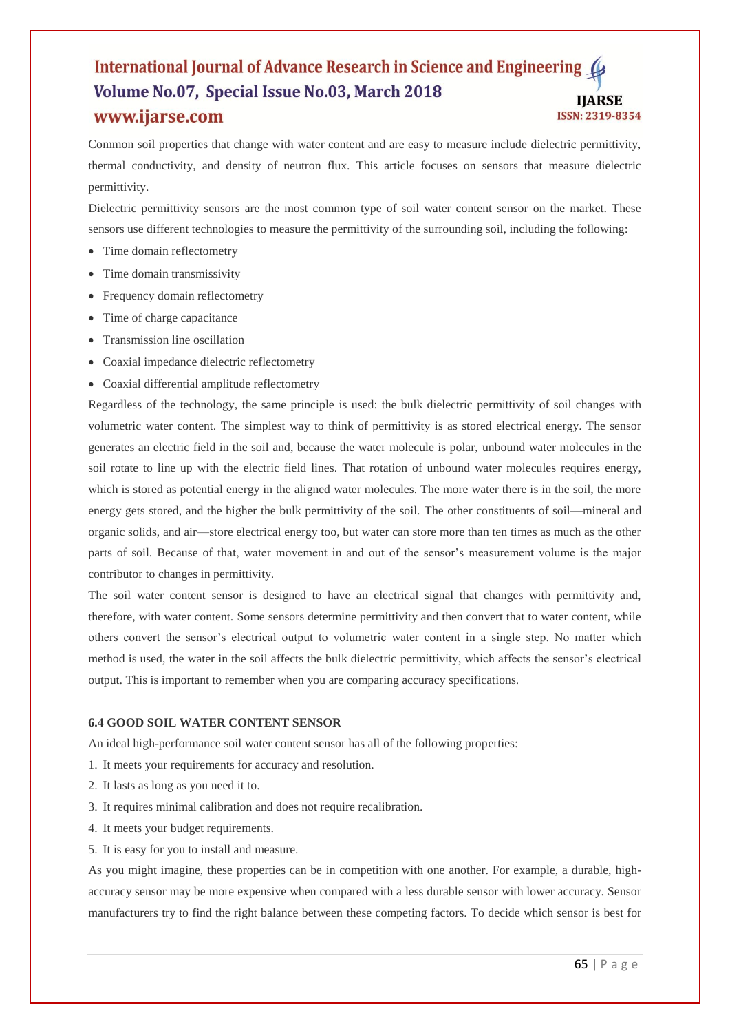Common soil properties that change with water content and are easy to measure include dielectric permittivity, thermal conductivity, and density of neutron flux. This article focuses on sensors that measure dielectric permittivity.

Dielectric permittivity sensors are the most common type of soil water content sensor on the market. These sensors use different technologies to measure the permittivity of the surrounding soil, including the following:

- Time domain reflectometry
- Time domain transmissivity
- Frequency domain reflectometry
- Time of charge capacitance
- Transmission line oscillation
- Coaxial impedance dielectric reflectometry
- Coaxial differential amplitude reflectometry

Regardless of the technology, the same principle is used: the bulk dielectric permittivity of soil changes with volumetric water content. The simplest way to think of permittivity is as stored electrical energy. The sensor generates an electric field in the soil and, because the water molecule is polar, unbound water molecules in the soil rotate to line up with the electric field lines. That rotation of unbound water molecules requires energy, which is stored as potential energy in the aligned water molecules. The more water there is in the soil, the more energy gets stored, and the higher the bulk permittivity of the soil. The other constituents of soil—mineral and organic solids, and air—store electrical energy too, but water can store more than ten times as much as the other parts of soil. Because of that, water movement in and out of the sensor's measurement volume is the major contributor to changes in permittivity.

The soil water content sensor is designed to have an electrical signal that changes with permittivity and, therefore, with water content. Some sensors determine permittivity and then convert that to water content, while others convert the sensor's electrical output to volumetric water content in a single step. No matter which method is used, the water in the soil affects the bulk dielectric permittivity, which affects the sensor's electrical output. This is important to remember when you are comparing accuracy specifications.

### 6.4 GOOD SOIL WATER CONTENT SENSOR

An ideal high-performance soil water content sensor has all of the following properties:

1. It meets your requirements for accuracy and resolution.
2. It lasts as long as you need it to.
3. It requires minimal calibration and does not require recalibration.
4. It meets your budget requirements.
5. It is easy for you to install and measure.

As you might imagine, these properties can be in competition with one another. For example, a durable, high-accuracy sensor may be more expensive when compared with a less durable sensor with lower accuracy. Sensor manufacturers try to find the right balance between these competing factors. To decide which sensor is best for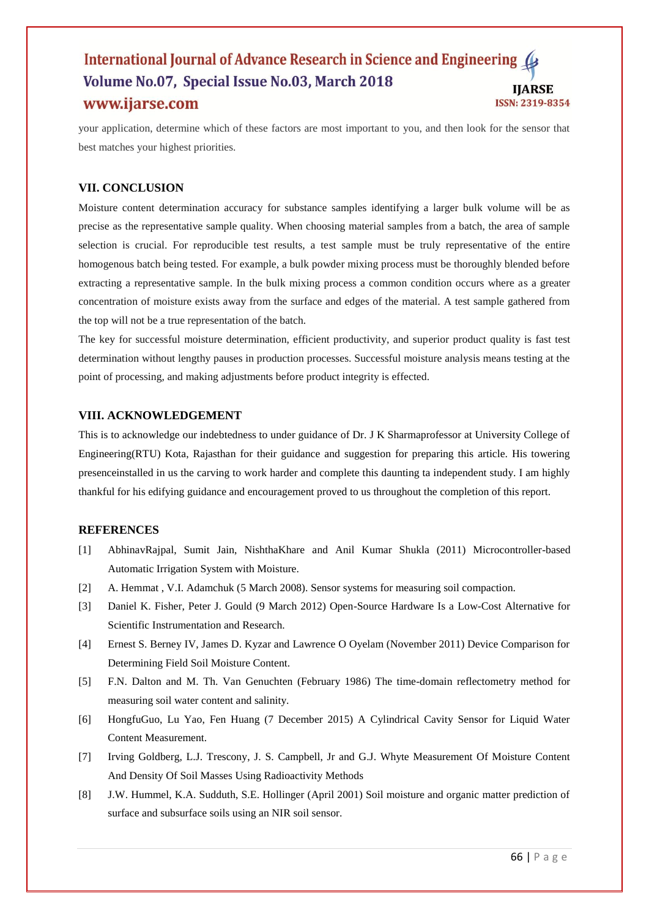your application, determine which of these factors are most important to you, and then look for the sensor that best matches your highest priorities.

## VII. CONCLUSION

Moisture content determination accuracy for substance samples identifying a larger bulk volume will be as precise as the representative sample quality. When choosing material samples from a batch, the area of sample selection is crucial. For reproducible test results, a test sample must be truly representative of the entire homogenous batch being tested. For example, a bulk powder mixing process must be thoroughly blended before extracting a representative sample. In the bulk mixing process a common condition occurs where as a greater concentration of moisture exists away from the surface and edges of the material. A test sample gathered from the top will not be a true representation of the batch.

The key for successful moisture determination, efficient productivity, and superior product quality is fast test determination without lengthy pauses in production processes. Successful moisture analysis means testing at the point of processing, and making adjustments before product integrity is effected.

## VIII. ACKNOWLEDGEMENT

This is to acknowledge our indebtedness to under guidance of Dr. J K Sharmaprofessor at University College of Engineering(RTU) Kota, Rajasthan for their guidance and suggestion for preparing this article. His towering presenceinstalled in us the carving to work harder and complete this daunting ta independent study. I am highly thankful for his edifying guidance and encouragement proved to us throughout the completion of this report.

## REFERENCES

[1] AbhinavRajpal, Sumit Jain, NishthaKhare and Anil Kumar Shukla (2011) Microcontroller-based Automatic Irrigation System with Moisture.

[2] A. Hemmat , V.I. Adamchuk (5 March 2008). Sensor systems for measuring soil compaction.

[3] Daniel K. Fisher, Peter J. Gould (9 March 2012) Open-Source Hardware Is a Low-Cost Alternative for Scientific Instrumentation and Research.

[4] Ernest S. Berney IV, James D. Kyzar and Lawrence O Oyelam (November 2011) Device Comparison for Determining Field Soil Moisture Content.

[5] F.N. Dalton and M. Th. Van Genuchten (February 1986) The time-domain reflectometry method for measuring soil water content and salinity.

[6] HongfuGuo, Lu Yao, Fen Huang (7 December 2015) A Cylindrical Cavity Sensor for Liquid Water Content Measurement.

[7] Irving Goldberg, L.J. Trescony, J. S. Campbell, Jr and G.J. Whyte Measurement Of Moisture Content And Density Of Soil Masses Using Radioactivity Methods

[8] J.W. Hummel, K.A. Sudduth, S.E. Hollinger (April 2001) Soil moisture and organic matter prediction of surface and subsurface soils using an NIR soil sensor.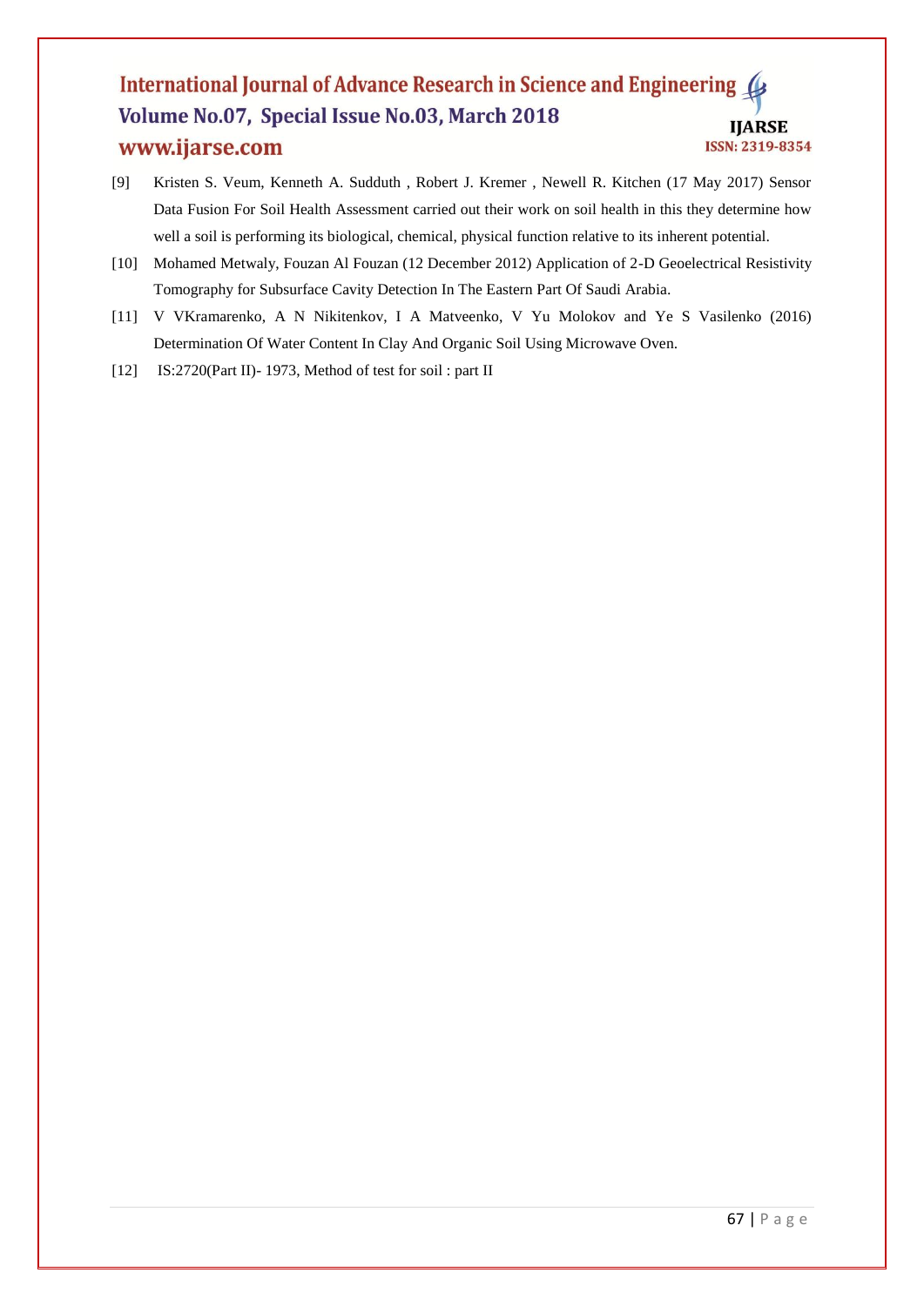[9] Kristen S. Veum, Kenneth A. Sudduth , Robert J. Kremer , Newell R. Kitchen (17 May 2017) Sensor Data Fusion For Soil Health Assessment carried out their work on soil health in this they determine how well a soil is performing its biological, chemical, physical function relative to its inherent potential.

[10] Mohamed Metwaly, Fouzan Al Fouzan (12 December 2012) Application of 2-D Geoelectrical Resistivity Tomography for Subsurface Cavity Detection In The Eastern Part Of Saudi Arabia.

[11] V VKramarenko, A N Nikitenkov, I A Matveenko, V Yu Molokov and Ye S Vasilenko (2016) Determination Of Water Content In Clay And Organic Soil Using Microwave Oven.

[12] IS:2720(Part II)- 1973, Method of test for soil : part II